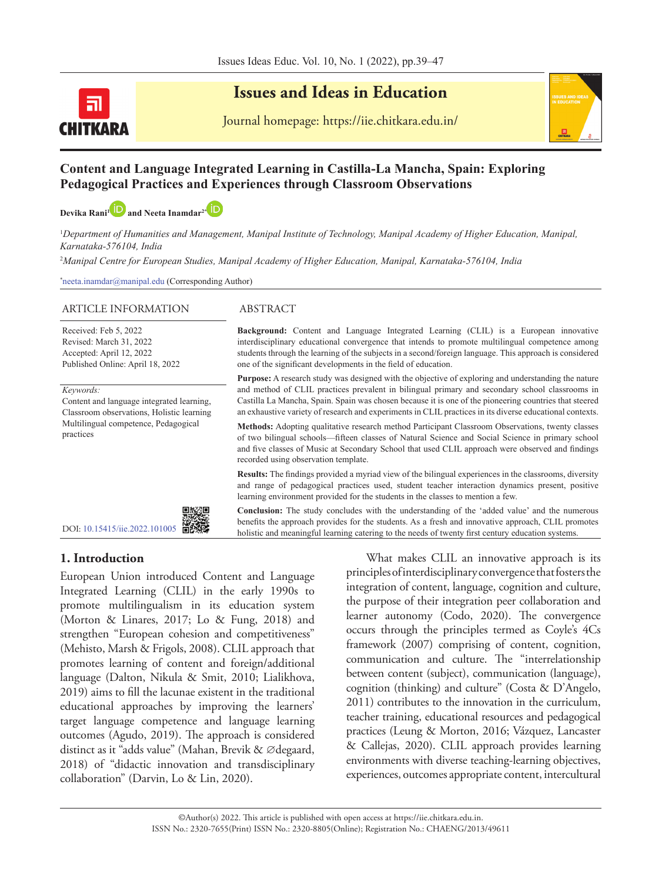# Content and Language Integrated Learning in Castilla-La Mancha, Spain: Exploring Pedagogical Practices and Experiences through Classroom Observations

**Devika Rani**[1] **and Neeta Inamdar**[2*]

[1]*Department of Humanities and Management, Manipal Institute of Technology, Manipal Academy of Higher Education, Manipal, Karnataka-576104, India*

[2]*Manipal Centre for European Studies, Manipal Academy of Higher Education, Manipal, Karnataka-576104, India*

[*]neeta.inamdar@manipal.edu (Corresponding Author)

## ARTICLE INFORMATION

Received: Feb 5, 2022
Revised: March 31, 2022
Accepted: April 12, 2022
Published Online: April 18, 2022

*Keywords:*
Content and language integrated learning, Classroom observations, Holistic learning Multilingual competence, Pedagogical practices

DOI: 10.15415/iie.2022.101005

## ABSTRACT

**Background:** Content and Language Integrated Learning (CLIL) is a European innovative interdisciplinary educational convergence that intends to promote multilingual competence among students through the learning of the subjects in a second/foreign language. This approach is considered one of the significant developments in the field of education.

**Purpose:** A research study was designed with the objective of exploring and understanding the nature and method of CLIL practices prevalent in bilingual primary and secondary school classrooms in Castilla La Mancha, Spain. Spain was chosen because it is one of the pioneering countries that steered an exhaustive variety of research and experiments in CLIL practices in its diverse educational contexts.

**Methods:** Adopting qualitative research method Participant Classroom Observations, twenty classes of two bilingual schools—fifteen classes of Natural Science and Social Science in primary school and five classes of Music at Secondary School that used CLIL approach were observed and findings recorded using observation template.

**Results:** The findings provided a myriad view of the bilingual experiences in the classrooms, diversity and range of pedagogical practices used, student teacher interaction dynamics present, positive learning environment provided for the students in the classes to mention a few.

**Conclusion:** The study concludes with the understanding of the 'added value' and the numerous benefits the approach provides for the students. As a fresh and innovative approach, CLIL promotes holistic and meaningful learning catering to the needs of twenty first century education systems.

## 1. Introduction

European Union introduced Content and Language Integrated Learning (CLIL) in the early 1990s to promote multilingualism in its education system (Morton & Linares, 2017; Lo & Fung, 2018) and strengthen "European cohesion and competitiveness" (Mehisto, Marsh & Frigols, 2008). CLIL approach that promotes learning of content and foreign/additional language (Dalton, Nikula & Smit, 2010; Lialikhova, 2019) aims to fill the lacunae existent in the traditional educational approaches by improving the learners' target language competence and language learning outcomes (Agudo, 2019). The approach is considered distinct as it "adds value" (Mahan, Brevik & ∅degaard, 2018) of "didactic innovation and transdisciplinary collaboration" (Darvin, Lo & Lin, 2020).

What makes CLIL an innovative approach is its principles of interdisciplinary convergence that fosters the integration of content, language, cognition and culture, the purpose of their integration peer collaboration and learner autonomy (Codo, 2020). The convergence occurs through the principles termed as Coyle's 4Cs framework (2007) comprising of content, cognition, communication and culture. The "interrelationship between content (subject), communication (language), cognition (thinking) and culture" (Costa & D'Angelo, 2011) contributes to the innovation in the curriculum, teacher training, educational resources and pedagogical practices (Leung & Morton, 2016; Vázquez, Lancaster & Callejas, 2020). CLIL approach provides learning environments with diverse teaching-learning objectives, experiences, outcomes appropriate content, intercultural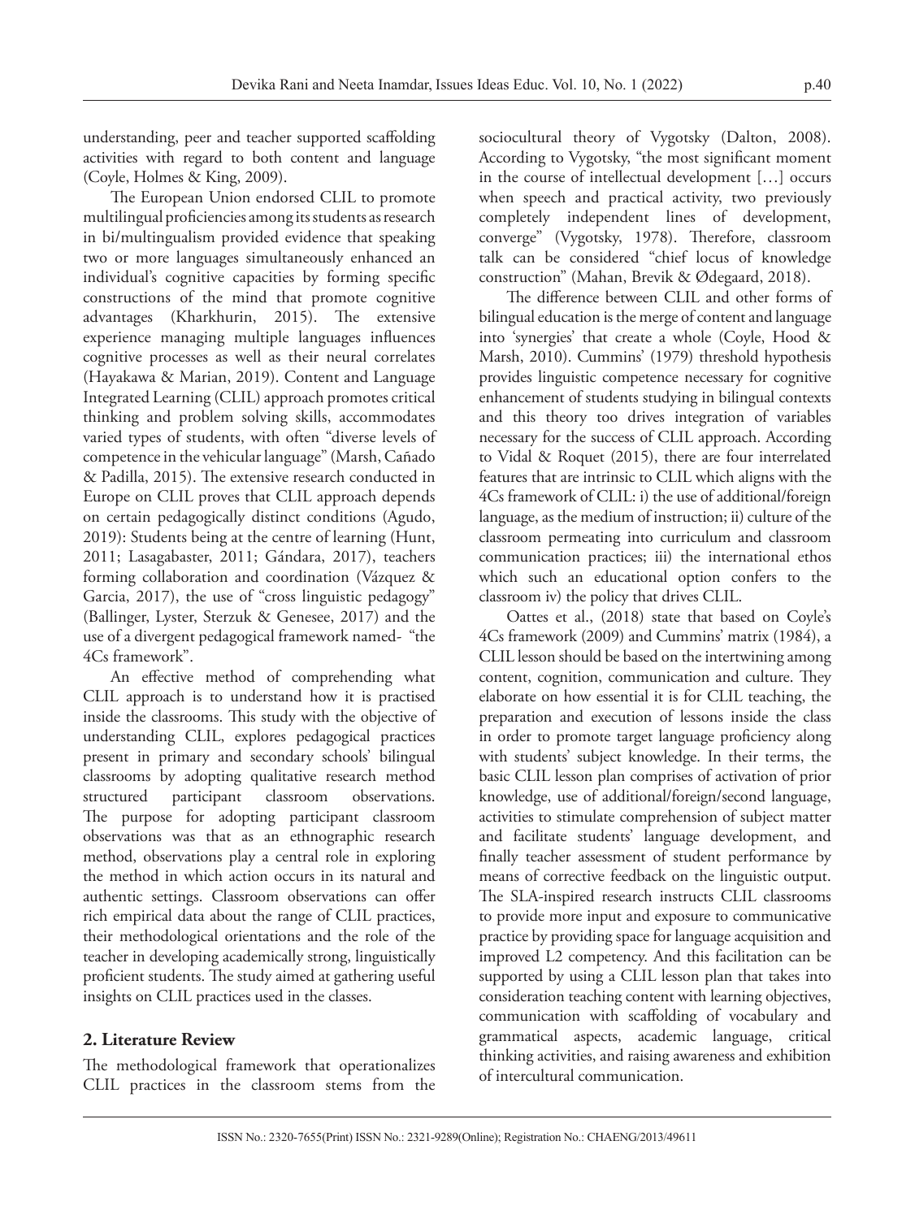understanding, peer and teacher supported scaffolding activities with regard to both content and language (Coyle, Holmes & King, 2009).

The European Union endorsed CLIL to promote multilingual proficiencies among its students as research in bi/multingualism provided evidence that speaking two or more languages simultaneously enhanced an individual's cognitive capacities by forming specific constructions of the mind that promote cognitive advantages (Kharkhurin, 2015). The extensive experience managing multiple languages influences cognitive processes as well as their neural correlates (Hayakawa & Marian, 2019). Content and Language Integrated Learning (CLIL) approach promotes critical thinking and problem solving skills, accommodates varied types of students, with often "diverse levels of competence in the vehicular language" (Marsh, Cañado & Padilla, 2015). The extensive research conducted in Europe on CLIL proves that CLIL approach depends on certain pedagogically distinct conditions (Agudo, 2019): Students being at the centre of learning (Hunt, 2011; Lasagabaster, 2011; Gándara, 2017), teachers forming collaboration and coordination (Vázquez & Garcia, 2017), the use of "cross linguistic pedagogy" (Ballinger, Lyster, Sterzuk & Genesee, 2017) and the use of a divergent pedagogical framework named- "the 4Cs framework".

An effective method of comprehending what CLIL approach is to understand how it is practised inside the classrooms. This study with the objective of understanding CLIL, explores pedagogical practices present in primary and secondary schools' bilingual classrooms by adopting qualitative research method structured participant classroom observations. The purpose for adopting participant classroom observations was that as an ethnographic research method, observations play a central role in exploring the method in which action occurs in its natural and authentic settings. Classroom observations can offer rich empirical data about the range of CLIL practices, their methodological orientations and the role of the teacher in developing academically strong, linguistically proficient students. The study aimed at gathering useful insights on CLIL practices used in the classes.

## 2. Literature Review

The methodological framework that operationalizes CLIL practices in the classroom stems from the sociocultural theory of Vygotsky (Dalton, 2008). According to Vygotsky, "the most significant moment in the course of intellectual development [...] occurs when speech and practical activity, two previously completely independent lines of development, converge" (Vygotsky, 1978). Therefore, classroom talk can be considered "chief locus of knowledge construction" (Mahan, Brevik & Ødegaard, 2018).

The difference between CLIL and other forms of bilingual education is the merge of content and language into 'synergies' that create a whole (Coyle, Hood & Marsh, 2010). Cummins' (1979) threshold hypothesis provides linguistic competence necessary for cognitive enhancement of students studying in bilingual contexts and this theory too drives integration of variables necessary for the success of CLIL approach. According to Vidal & Roquet (2015), there are four interrelated features that are intrinsic to CLIL which aligns with the 4Cs framework of CLIL: i) the use of additional/foreign language, as the medium of instruction; ii) culture of the classroom permeating into curriculum and classroom communication practices; iii) the international ethos which such an educational option confers to the classroom iv) the policy that drives CLIL.

Oattes et al., (2018) state that based on Coyle's 4Cs framework (2009) and Cummins' matrix (1984), a CLIL lesson should be based on the intertwining among content, cognition, communication and culture. They elaborate on how essential it is for CLIL teaching, the preparation and execution of lessons inside the class in order to promote target language proficiency along with students' subject knowledge. In their terms, the basic CLIL lesson plan comprises of activation of prior knowledge, use of additional/foreign/second language, activities to stimulate comprehension of subject matter and facilitate students' language development, and finally teacher assessment of student performance by means of corrective feedback on the linguistic output. The SLA-inspired research instructs CLIL classrooms to provide more input and exposure to communicative practice by providing space for language acquisition and improved L2 competency. And this facilitation can be supported by using a CLIL lesson plan that takes into consideration teaching content with learning objectives, communication with scaffolding of vocabulary and grammatical aspects, academic language, critical thinking activities, and raising awareness and exhibition of intercultural communication.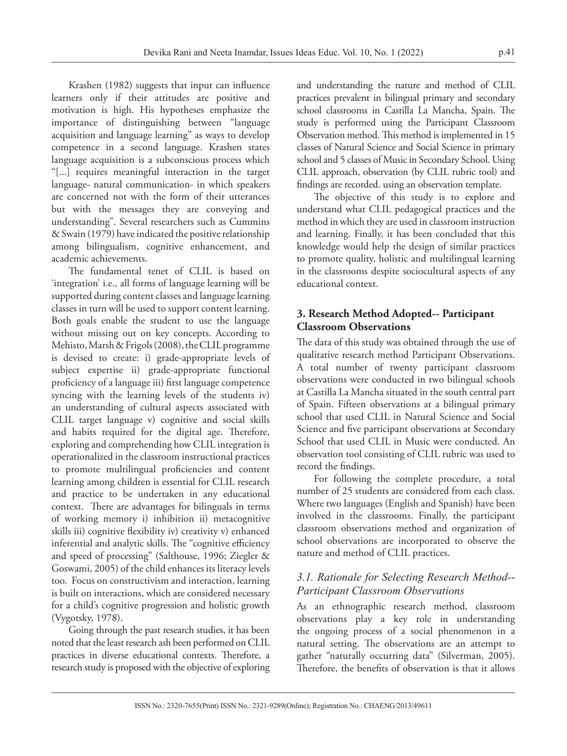Krashen (1982) suggests that input can influence learners only if their attitudes are positive and motivation is high. His hypotheses emphasize the importance of distinguishing between "language acquisition and language learning" as ways to develop competence in a second language. Krashen states language acquisition is a subconscious process which "[...] requires meaningful interaction in the target language- natural communication- in which speakers are concerned not with the form of their utterances but with the messages they are conveying and understanding". Several researchers such as Cummins & Swain (1979) have indicated the positive relationship among bilingualism, cognitive enhancement, and academic achievements.

The fundamental tenet of CLIL is based on 'integration' i.e., all forms of language learning will be supported during content classes and language learning classes in turn will be used to support content learning. Both goals enable the student to use the language without missing out on key concepts. According to Mehisto, Marsh & Frigols (2008), the CLIL programme is devised to create: i) grade-appropriate levels of subject expertise ii) grade-appropriate functional proficiency of a language iii) first language competence syncing with the learning levels of the students iv) an understanding of cultural aspects associated with CLIL target language v) cognitive and social skills and habits required for the digital age. Therefore, exploring and comprehending how CLIL integration is operationalized in the classroom instructional practices to promote multilingual proficiencies and content learning among children is essential for CLIL research and practice to be undertaken in any educational context. There are advantages for bilinguals in terms of working memory i) inhibition ii) metacognitive skills iii) cognitive flexibility iv) creativity v) enhanced inferential and analytic skills. The "cognitive efficiency and speed of processing" (Salthouse, 1996; Ziegler & Goswami, 2005) of the child enhances its literacy levels too. Focus on constructivism and interaction, learning is built on interactions, which are considered necessary for a child's cognitive progression and holistic growth (Vygotsky, 1978).

Going through the past research studies, it has been noted that the least research ash been performed on CLIL practices in diverse educational contexts. Therefore, a research study is proposed with the objective of exploring and understanding the nature and method of CLIL practices prevalent in bilingual primary and secondary school classrooms in Castilla La Mancha, Spain. The study is performed using the Participant Classroom Observation method. This method is implemented in 15 classes of Natural Science and Social Science in primary school and 5 classes of Music in Secondary School. Using CLIL approach, observation (by CLIL rubric tool) and findings are recorded. using an observation template.

The objective of this study is to explore and understand what CLIL pedagogical practices and the method in which they are used in classroom instruction and learning. Finally, it has been concluded that this knowledge would help the design of similar practices to promote quality, holistic and multilingual learning in the classrooms despite sociocultural aspects of any educational context.

## 3. Research Method Adopted-- Participant Classroom Observations

The data of this study was obtained through the use of qualitative research method Participant Observations. A total number of twenty participant classroom observations were conducted in two bilingual schools at Castilla La Mancha situated in the south central part of Spain. Fifteen observations at a bilingual primary school that used CLIL in Natural Science and Social Science and five participant observations at Secondary School that used CLIL in Music were conducted. An observation tool consisting of CLIL rubric was used to record the findings.

For following the complete procedure, a total number of 25 students are considered from each class. Where two languages (English and Spanish) have been involved in the classrooms. Finally, the participant classroom observations method and organization of school observations are incorporated to observe the nature and method of CLIL practices.

### *3.1. Rationale for Selecting Research Method-- Participant Classroom Observations*

As an ethnographic research method, classroom observations play a key role in understanding the ongoing process of a social phenomenon in a natural setting. The observations are an attempt to gather "naturally occurring data" (Silverman, 2005). Therefore, the benefits of observation is that it allows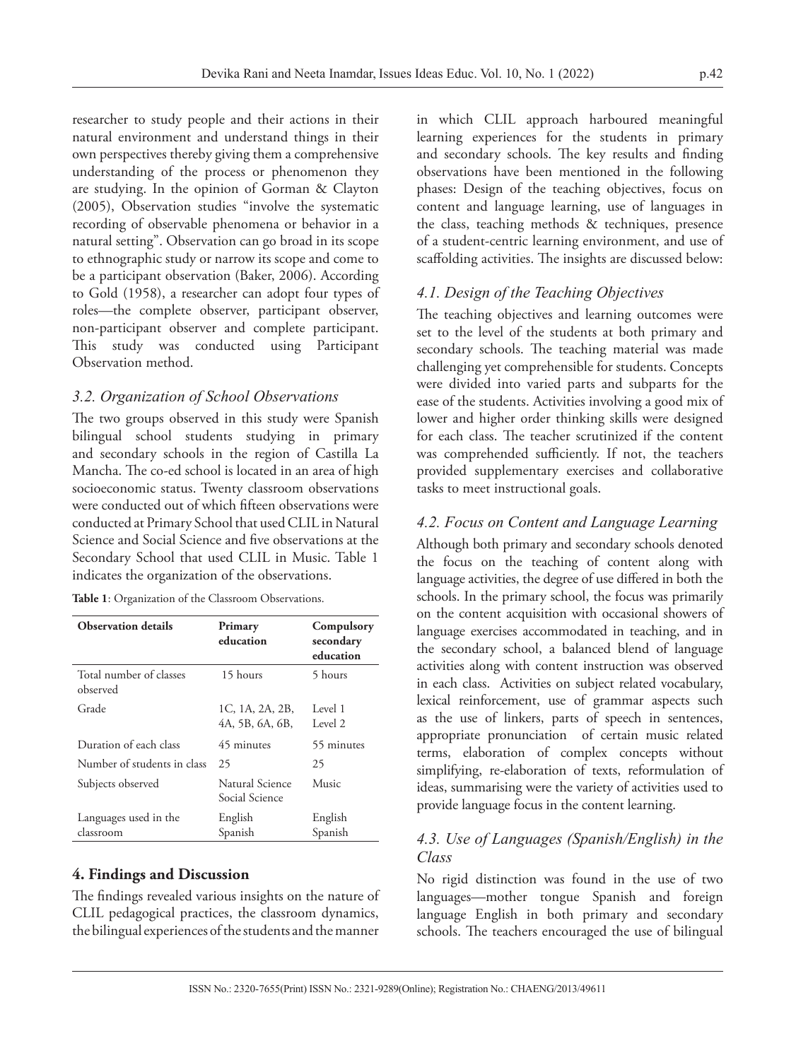researcher to study people and their actions in their natural environment and understand things in their own perspectives thereby giving them a comprehensive understanding of the process or phenomenon they are studying. In the opinion of Gorman & Clayton (2005), Observation studies "involve the systematic recording of observable phenomena or behavior in a natural setting". Observation can go broad in its scope to ethnographic study or narrow its scope and come to be a participant observation (Baker, 2006). According to Gold (1958), a researcher can adopt four types of roles—the complete observer, participant observer, non-participant observer and complete participant. This study was conducted using Participant Observation method.

### *3.2. Organization of School Observations*

The two groups observed in this study were Spanish bilingual school students studying in primary and secondary schools in the region of Castilla La Mancha. The co-ed school is located in an area of high socioeconomic status. Twenty classroom observations were conducted out of which fifteen observations were conducted at Primary School that used CLIL in Natural Science and Social Science and five observations at the Secondary School that used CLIL in Music. Table 1 indicates the organization of the observations.

**Table 1**: Organization of the Classroom Observations.

| Observation details | Primary education | Compulsory secondary education |
|---|---|---|
| Total number of classes observed | 15 hours | 5 hours |
| Grade | 1C, 1A, 2A, 2B, 4A, 5B, 6A, 6B, | Level 1 Level 2 |
| Duration of each class | 45 minutes | 55 minutes |
| Number of students in class | 25 | 25 |
| Subjects observed | Natural Science Social Science | Music |
| Languages used in the classroom | English Spanish | English Spanish |

## 4. Findings and Discussion

The findings revealed various insights on the nature of CLIL pedagogical practices, the classroom dynamics, the bilingual experiences of the students and the manner in which CLIL approach harboured meaningful learning experiences for the students in primary and secondary schools. The key results and finding observations have been mentioned in the following phases: Design of the teaching objectives, focus on content and language learning, use of languages in the class, teaching methods & techniques, presence of a student-centric learning environment, and use of scaffolding activities. The insights are discussed below:

### *4.1. Design of the Teaching Objectives*

The teaching objectives and learning outcomes were set to the level of the students at both primary and secondary schools. The teaching material was made challenging yet comprehensible for students. Concepts were divided into varied parts and subparts for the ease of the students. Activities involving a good mix of lower and higher order thinking skills were designed for each class. The teacher scrutinized if the content was comprehended sufficiently. If not, the teachers provided supplementary exercises and collaborative tasks to meet instructional goals.

### *4.2. Focus on Content and Language Learning*

Although both primary and secondary schools denoted the focus on the teaching of content along with language activities, the degree of use differed in both the schools. In the primary school, the focus was primarily on the content acquisition with occasional showers of language exercises accommodated in teaching, and in the secondary school, a balanced blend of language activities along with content instruction was observed in each class. Activities on subject related vocabulary, lexical reinforcement, use of grammar aspects such as the use of linkers, parts of speech in sentences, appropriate pronunciation of certain music related terms, elaboration of complex concepts without simplifying, re-elaboration of texts, reformulation of ideas, summarising were the variety of activities used to provide language focus in the content learning.

### *4.3. Use of Languages (Spanish/English) in the Class*

No rigid distinction was found in the use of two languages—mother tongue Spanish and foreign language English in both primary and secondary schools. The teachers encouraged the use of bilingual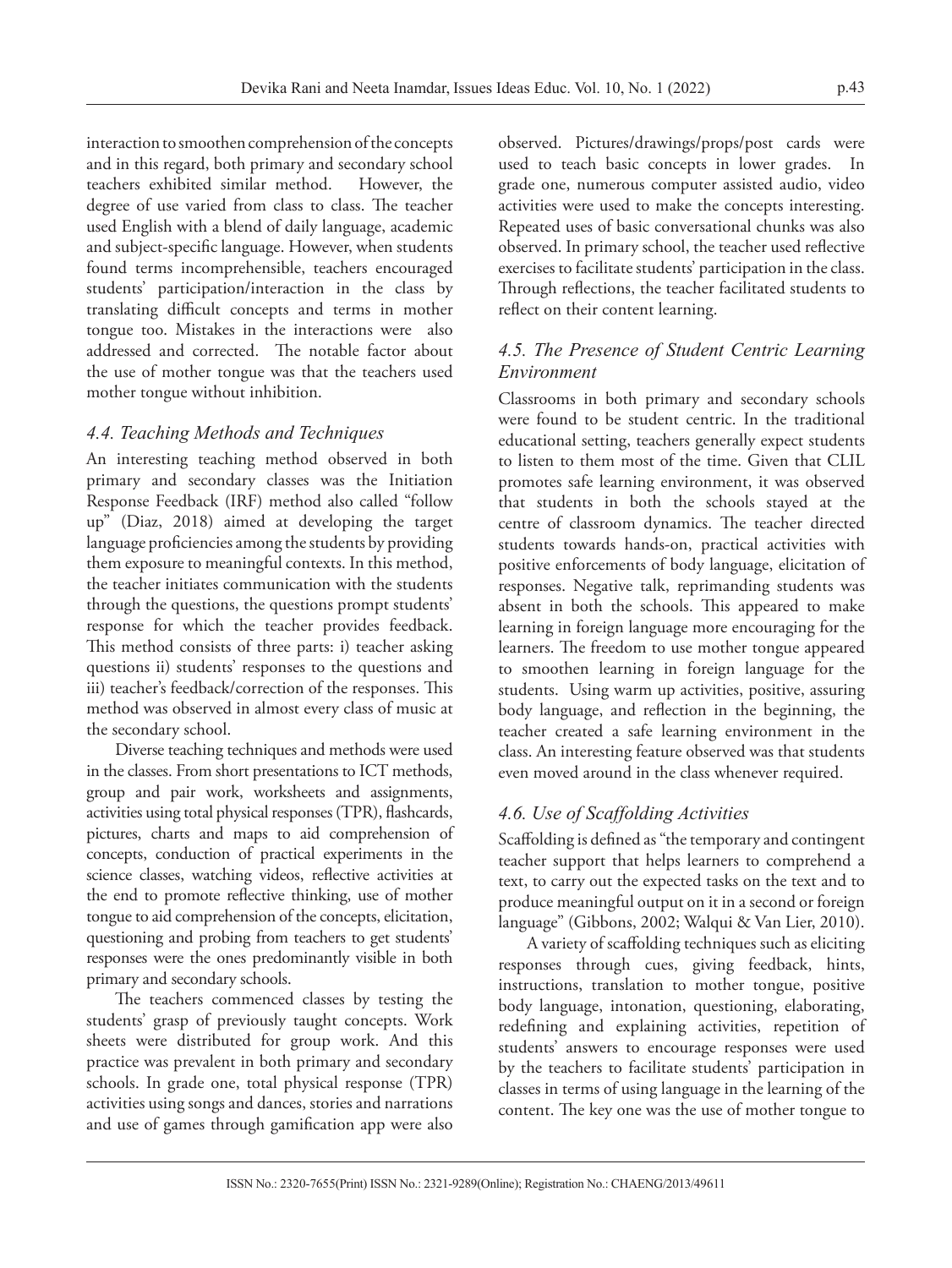interaction to smoothen comprehension of the concepts and in this regard, both primary and secondary school teachers exhibited similar method. However, the degree of use varied from class to class. The teacher used English with a blend of daily language, academic and subject-specific language. However, when students found terms incomprehensible, teachers encouraged students' participation/interaction in the class by translating difficult concepts and terms in mother tongue too. Mistakes in the interactions were also addressed and corrected. The notable factor about the use of mother tongue was that the teachers used mother tongue without inhibition.

### *4.4. Teaching Methods and Techniques*

An interesting teaching method observed in both primary and secondary classes was the Initiation Response Feedback (IRF) method also called "follow up" (Diaz, 2018) aimed at developing the target language proficiencies among the students by providing them exposure to meaningful contexts. In this method, the teacher initiates communication with the students through the questions, the questions prompt students' response for which the teacher provides feedback. This method consists of three parts: i) teacher asking questions ii) students' responses to the questions and iii) teacher's feedback/correction of the responses. This method was observed in almost every class of music at the secondary school.

Diverse teaching techniques and methods were used in the classes. From short presentations to ICT methods, group and pair work, worksheets and assignments, activities using total physical responses (TPR), flashcards, pictures, charts and maps to aid comprehension of concepts, conduction of practical experiments in the science classes, watching videos, reflective activities at the end to promote reflective thinking, use of mother tongue to aid comprehension of the concepts, elicitation, questioning and probing from teachers to get students' responses were the ones predominantly visible in both primary and secondary schools.

The teachers commenced classes by testing the students' grasp of previously taught concepts. Work sheets were distributed for group work. And this practice was prevalent in both primary and secondary schools. In grade one, total physical response (TPR) activities using songs and dances, stories and narrations and use of games through gamification app were also observed. Pictures/drawings/props/post cards were used to teach basic concepts in lower grades. In grade one, numerous computer assisted audio, video activities were used to make the concepts interesting. Repeated uses of basic conversational chunks was also observed. In primary school, the teacher used reflective exercises to facilitate students' participation in the class. Through reflections, the teacher facilitated students to reflect on their content learning.

### *4.5. The Presence of Student Centric Learning Environment*

Classrooms in both primary and secondary schools were found to be student centric. In the traditional educational setting, teachers generally expect students to listen to them most of the time. Given that CLIL promotes safe learning environment, it was observed that students in both the schools stayed at the centre of classroom dynamics. The teacher directed students towards hands-on, practical activities with positive enforcements of body language, elicitation of responses. Negative talk, reprimanding students was absent in both the schools. This appeared to make learning in foreign language more encouraging for the learners. The freedom to use mother tongue appeared to smoothen learning in foreign language for the students. Using warm up activities, positive, assuring body language, and reflection in the beginning, the teacher created a safe learning environment in the class. An interesting feature observed was that students even moved around in the class whenever required.

### *4.6. Use of Scaffolding Activities*

Scaffolding is defined as "the temporary and contingent teacher support that helps learners to comprehend a text, to carry out the expected tasks on the text and to produce meaningful output on it in a second or foreign language" (Gibbons, 2002; Walqui & Van Lier, 2010).

A variety of scaffolding techniques such as eliciting responses through cues, giving feedback, hints, instructions, translation to mother tongue, positive body language, intonation, questioning, elaborating, redefining and explaining activities, repetition of students' answers to encourage responses were used by the teachers to facilitate students' participation in classes in terms of using language in the learning of the content. The key one was the use of mother tongue to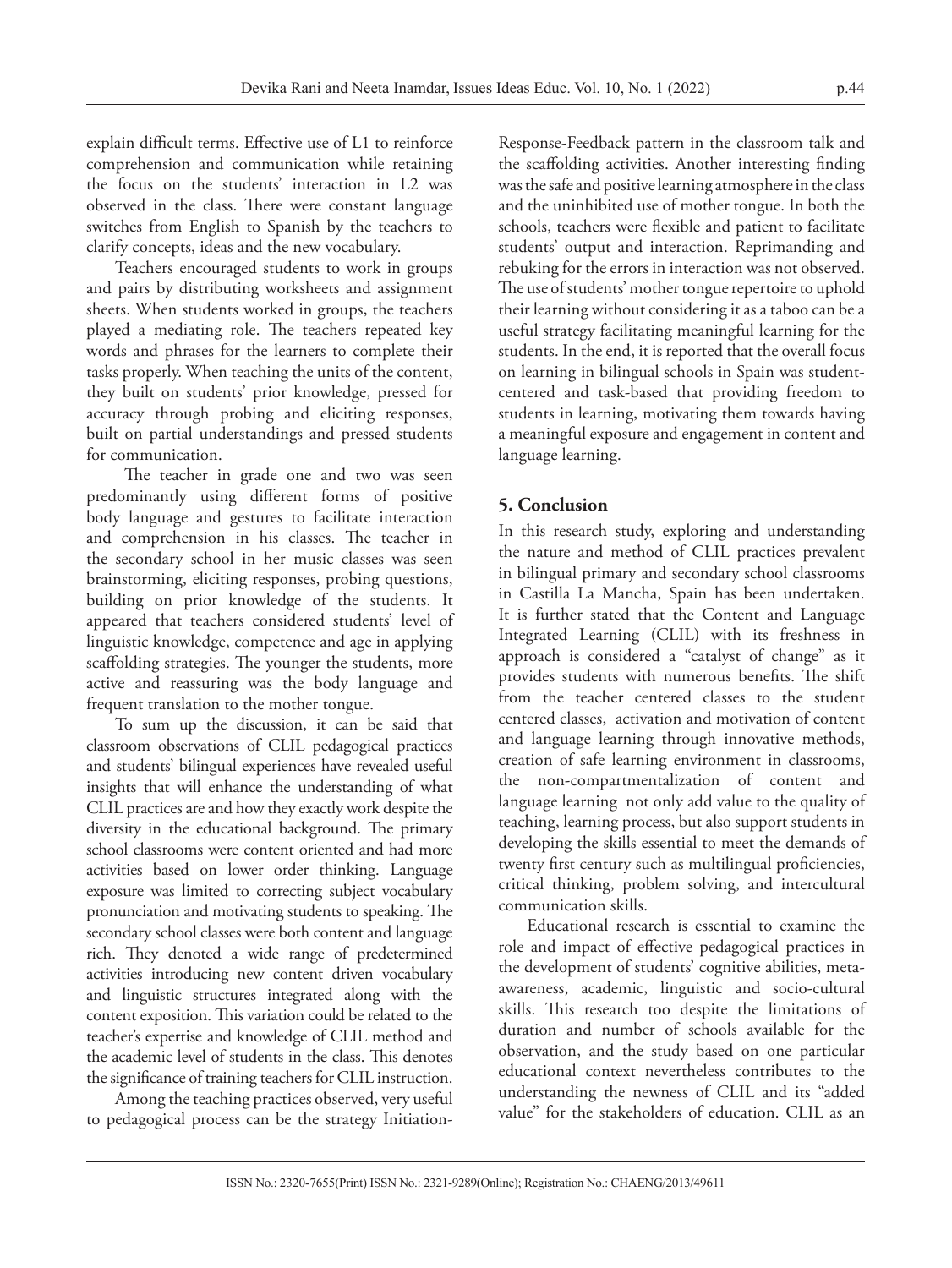explain difficult terms. Effective use of L1 to reinforce comprehension and communication while retaining the focus on the students' interaction in L2 was observed in the class. There were constant language switches from English to Spanish by the teachers to clarify concepts, ideas and the new vocabulary.

Teachers encouraged students to work in groups and pairs by distributing worksheets and assignment sheets. When students worked in groups, the teachers played a mediating role. The teachers repeated key words and phrases for the learners to complete their tasks properly. When teaching the units of the content, they built on students' prior knowledge, pressed for accuracy through probing and eliciting responses, built on partial understandings and pressed students for communication.

The teacher in grade one and two was seen predominantly using different forms of positive body language and gestures to facilitate interaction and comprehension in his classes. The teacher in the secondary school in her music classes was seen brainstorming, eliciting responses, probing questions, building on prior knowledge of the students. It appeared that teachers considered students' level of linguistic knowledge, competence and age in applying scaffolding strategies. The younger the students, more active and reassuring was the body language and frequent translation to the mother tongue.

To sum up the discussion, it can be said that classroom observations of CLIL pedagogical practices and students' bilingual experiences have revealed useful insights that will enhance the understanding of what CLIL practices are and how they exactly work despite the diversity in the educational background. The primary school classrooms were content oriented and had more activities based on lower order thinking. Language exposure was limited to correcting subject vocabulary pronunciation and motivating students to speaking. The secondary school classes were both content and language rich. They denoted a wide range of predetermined activities introducing new content driven vocabulary and linguistic structures integrated along with the content exposition. This variation could be related to the teacher's expertise and knowledge of CLIL method and the academic level of students in the class. This denotes the significance of training teachers for CLIL instruction.

Among the teaching practices observed, very useful to pedagogical process can be the strategy Initiation-Response-Feedback pattern in the classroom talk and the scaffolding activities. Another interesting finding was the safe and positive learning atmosphere in the class and the uninhibited use of mother tongue. In both the schools, teachers were flexible and patient to facilitate students' output and interaction. Reprimanding and rebuking for the errors in interaction was not observed. The use of students' mother tongue repertoire to uphold their learning without considering it as a taboo can be a useful strategy facilitating meaningful learning for the students. In the end, it is reported that the overall focus on learning in bilingual schools in Spain was student-centered and task-based that providing freedom to students in learning, motivating them towards having a meaningful exposure and engagement in content and language learning.

## 5. Conclusion

In this research study, exploring and understanding the nature and method of CLIL practices prevalent in bilingual primary and secondary school classrooms in Castilla La Mancha, Spain has been undertaken. It is further stated that the Content and Language Integrated Learning (CLIL) with its freshness in approach is considered a "catalyst of change" as it provides students with numerous benefits. The shift from the teacher centered classes to the student centered classes, activation and motivation of content and language learning through innovative methods, creation of safe learning environment in classrooms, the non-compartmentalization of content and language learning not only add value to the quality of teaching, learning process, but also support students in developing the skills essential to meet the demands of twenty first century such as multilingual proficiencies, critical thinking, problem solving, and intercultural communication skills.

Educational research is essential to examine the role and impact of effective pedagogical practices in the development of students' cognitive abilities, meta-awareness, academic, linguistic and socio-cultural skills. This research too despite the limitations of duration and number of schools available for the observation, and the study based on one particular educational context nevertheless contributes to the understanding the newness of CLIL and its "added value" for the stakeholders of education. CLIL as an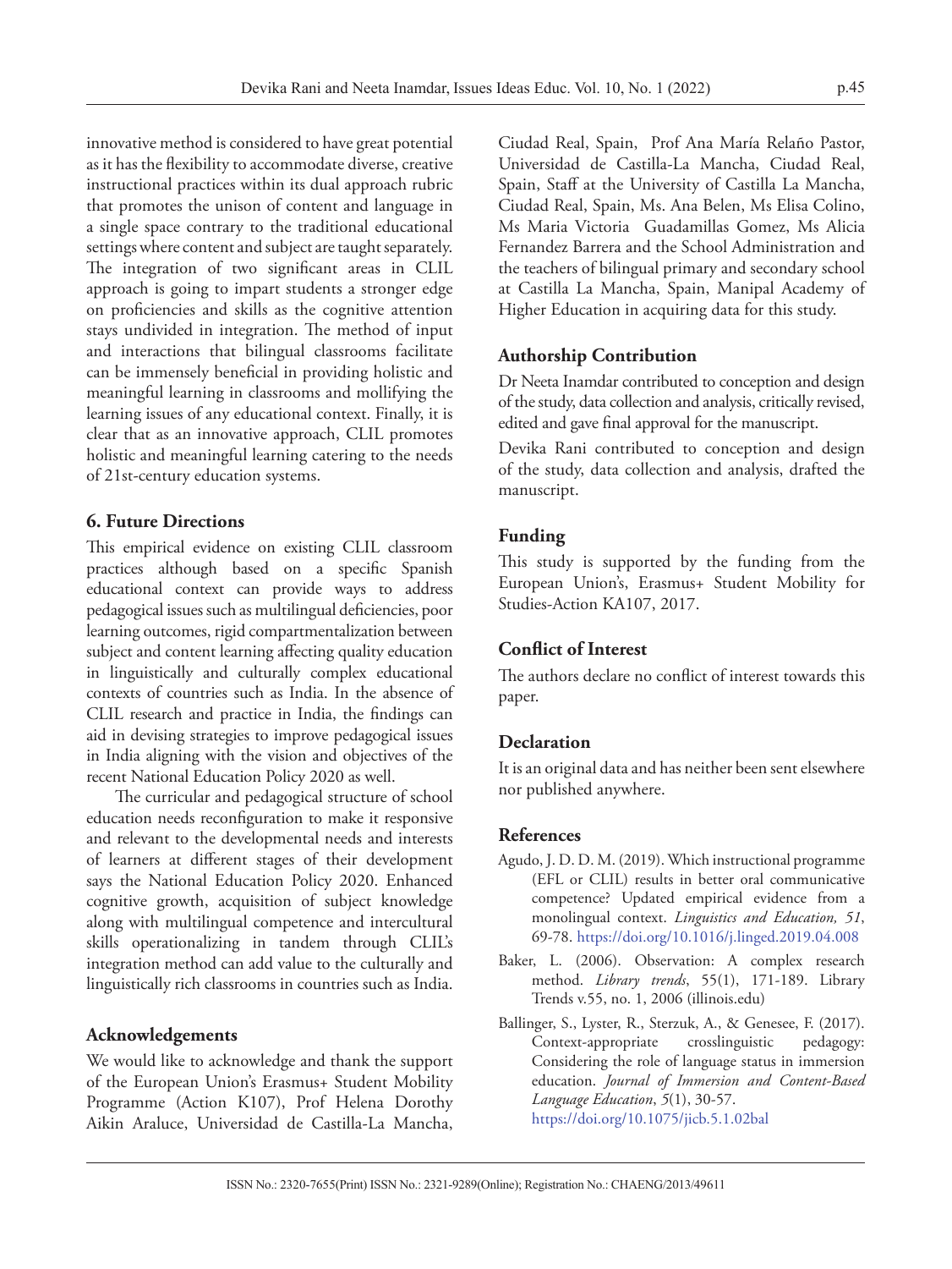innovative method is considered to have great potential as it has the flexibility to accommodate diverse, creative instructional practices within its dual approach rubric that promotes the unison of content and language in a single space contrary to the traditional educational settings where content and subject are taught separately. The integration of two significant areas in CLIL approach is going to impart students a stronger edge on proficiencies and skills as the cognitive attention stays undivided in integration. The method of input and interactions that bilingual classrooms facilitate can be immensely beneficial in providing holistic and meaningful learning in classrooms and mollifying the learning issues of any educational context. Finally, it is clear that as an innovative approach, CLIL promotes holistic and meaningful learning catering to the needs of 21st-century education systems.

## 6. Future Directions

This empirical evidence on existing CLIL classroom practices although based on a specific Spanish educational context can provide ways to address pedagogical issues such as multilingual deficiencies, poor learning outcomes, rigid compartmentalization between subject and content learning affecting quality education in linguistically and culturally complex educational contexts of countries such as India. In the absence of CLIL research and practice in India, the findings can aid in devising strategies to improve pedagogical issues in India aligning with the vision and objectives of the recent National Education Policy 2020 as well.

The curricular and pedagogical structure of school education needs reconfiguration to make it responsive and relevant to the developmental needs and interests of learners at different stages of their development says the National Education Policy 2020. Enhanced cognitive growth, acquisition of subject knowledge along with multilingual competence and intercultural skills operationalizing in tandem through CLIL's integration method can add value to the culturally and linguistically rich classrooms in countries such as India.

## Acknowledgements

We would like to acknowledge and thank the support of the European Union's Erasmus+ Student Mobility Programme (Action K107), Prof Helena Dorothy Aikin Araluce, Universidad de Castilla-La Mancha, Ciudad Real, Spain, Prof Ana María Relaño Pastor, Universidad de Castilla-La Mancha, Ciudad Real, Spain, Staff at the University of Castilla La Mancha, Ciudad Real, Spain, Ms. Ana Belen, Ms Elisa Colino, Ms Maria Victoria Guadamillas Gomez, Ms Alicia Fernandez Barrera and the School Administration and the teachers of bilingual primary and secondary school at Castilla La Mancha, Spain, Manipal Academy of Higher Education in acquiring data for this study.

## Authorship Contribution

Dr Neeta Inamdar contributed to conception and design of the study, data collection and analysis, critically revised, edited and gave final approval for the manuscript.

Devika Rani contributed to conception and design of the study, data collection and analysis, drafted the manuscript.

## Funding

This study is supported by the funding from the European Union's, Erasmus+ Student Mobility for Studies-Action KA107, 2017.

## Conflict of Interest

The authors declare no conflict of interest towards this paper.

## Declaration

It is an original data and has neither been sent elsewhere nor published anywhere.

## References

Agudo, J. D. D. M. (2019). Which instructional programme (EFL or CLIL) results in better oral communicative competence? Updated empirical evidence from a monolingual context. *Linguistics and Education, 51*, 69-78. https://doi.org/10.1016/j.linged.2019.04.008

Baker, L. (2006). Observation: A complex research method. *Library trends*, 55(1), 171-189. Library Trends v.55, no. 1, 2006 (illinois.edu)

Ballinger, S., Lyster, R., Sterzuk, A., & Genesee, F. (2017). Context-appropriate crosslinguistic pedagogy: Considering the role of language status in immersion education. *Journal of Immersion and Content-Based Language Education*, *5*(1), 30-57. https://doi.org/10.1075/jicb.5.1.02bal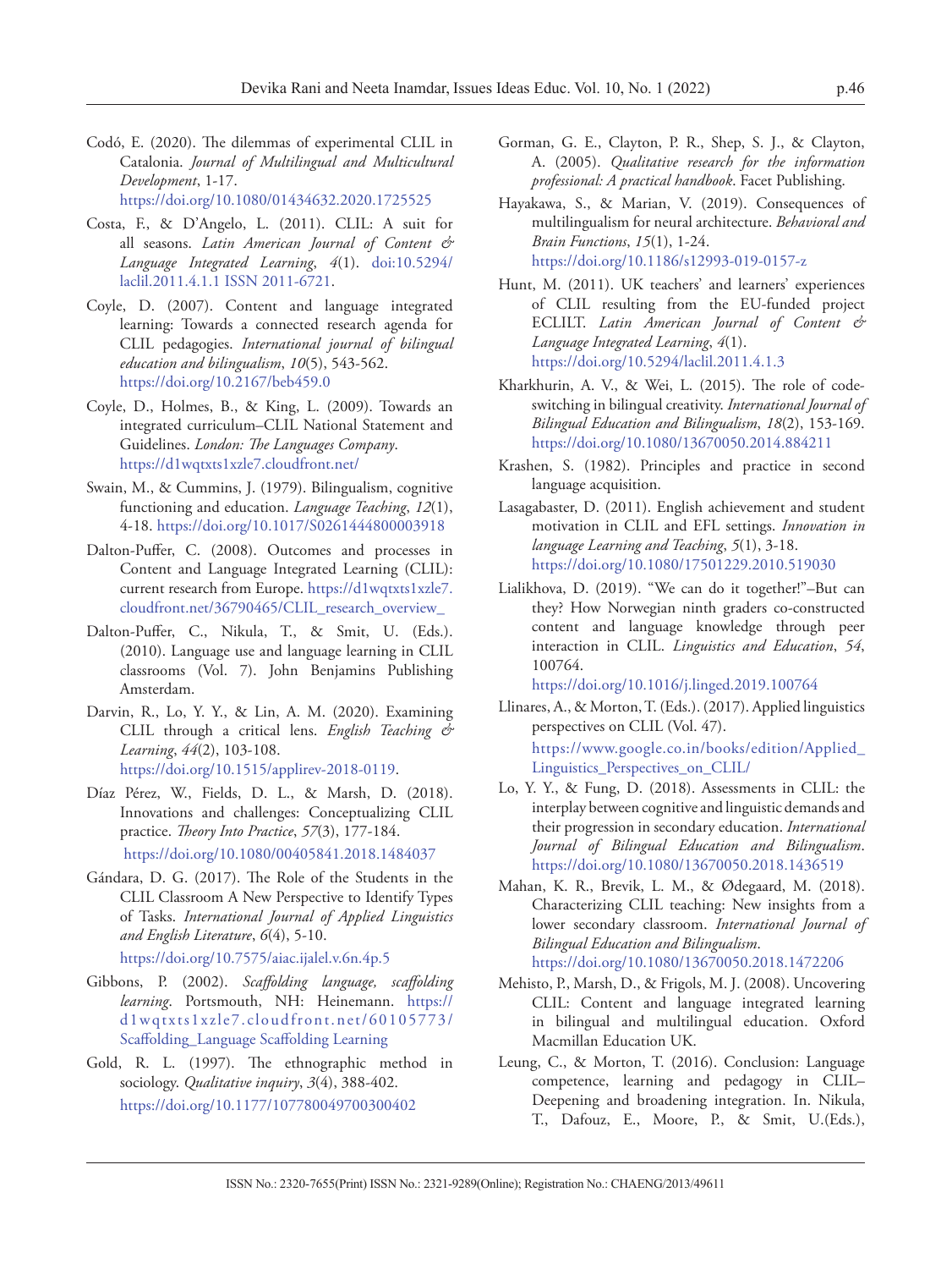Codó, E. (2020). The dilemmas of experimental CLIL in Catalonia. *Journal of Multilingual and Multicultural Development*, 1-17. https://doi.org/10.1080/01434632.2020.1725525

Costa, F., & D'Angelo, L. (2011). CLIL: A suit for all seasons. *Latin American Journal of Content & Language Integrated Learning*, *4*(1). doi:10.5294/laclil.2011.4.1.1 ISSN 2011-6721.

Coyle, D. (2007). Content and language integrated learning: Towards a connected research agenda for CLIL pedagogies. *International journal of bilingual education and bilingualism*, *10*(5), 543-562. https://doi.org/10.2167/beb459.0

Coyle, D., Holmes, B., & King, L. (2009). Towards an integrated curriculum–CLIL National Statement and Guidelines. *London: The Languages Company*. https://d1wqtxts1xzle7.cloudfront.net/

Swain, M., & Cummins, J. (1979). Bilingualism, cognitive functioning and education. *Language Teaching*, *12*(1), 4-18. https://doi.org/10.1017/S0261444800003918

Dalton-Puffer, C. (2008). Outcomes and processes in Content and Language Integrated Learning (CLIL): current research from Europe. https://d1wqtxts1xzle7.cloudfront.net/36790465/CLIL_research_overview_

Dalton-Puffer, C., Nikula, T., & Smit, U. (Eds.). (2010). Language use and language learning in CLIL classrooms (Vol. 7). John Benjamins Publishing Amsterdam.

Darvin, R., Lo, Y. Y., & Lin, A. M. (2020). Examining CLIL through a critical lens. *English Teaching & Learning*, *44*(2), 103-108. https://doi.org/10.1515/applirev-2018-0119.

Díaz Pérez, W., Fields, D. L., & Marsh, D. (2018). Innovations and challenges: Conceptualizing CLIL practice. *Theory Into Practice*, *57*(3), 177-184. https://doi.org/10.1080/00405841.2018.1484037

Gándara, D. G. (2017). The Role of the Students in the CLIL Classroom A New Perspective to Identify Types of Tasks. *International Journal of Applied Linguistics and English Literature*, *6*(4), 5-10. https://doi.org/10.7575/aiac.ijalel.v.6n.4p.5

Gibbons, P. (2002). *Scaffolding language, scaffolding learning*. Portsmouth, NH: Heinemann. https://d1wqtxts1xzle7.cloudfront.net/60105773/Scaffolding_Language Scaffolding Learning

Gold, R. L. (1997). The ethnographic method in sociology. *Qualitative inquiry*, *3*(4), 388-402. https://doi.org/10.1177/107780049700300402

Gorman, G. E., Clayton, P. R., Shep, S. J., & Clayton, A. (2005). *Qualitative research for the information professional: A practical handbook*. Facet Publishing.

Hayakawa, S., & Marian, V. (2019). Consequences of multilingualism for neural architecture. *Behavioral and Brain Functions*, *15*(1), 1-24. https://doi.org/10.1186/s12993-019-0157-z

Hunt, M. (2011). UK teachers' and learners' experiences of CLIL resulting from the EU-funded project ECLILT. *Latin American Journal of Content & Language Integrated Learning*, *4*(1). https://doi.org/10.5294/laclil.2011.4.1.3

Kharkhurin, A. V., & Wei, L. (2015). The role of code-switching in bilingual creativity. *International Journal of Bilingual Education and Bilingualism*, *18*(2), 153-169. https://doi.org/10.1080/13670050.2014.884211

Krashen, S. (1982). Principles and practice in second language acquisition.

Lasagabaster, D. (2011). English achievement and student motivation in CLIL and EFL settings. *Innovation in language Learning and Teaching*, *5*(1), 3-18. https://doi.org/10.1080/17501229.2010.519030

Lialikhova, D. (2019). "We can do it together!"–But can they? How Norwegian ninth graders co-constructed content and language knowledge through peer interaction in CLIL. *Linguistics and Education*, *54*, 100764. https://doi.org/10.1016/j.linged.2019.100764

Llinares, A., & Morton, T. (Eds.). (2017). Applied linguistics perspectives on CLIL (Vol. 47). https://www.google.co.in/books/edition/Applied_Linguistics_Perspectives_on_CLIL/

Lo, Y. Y., & Fung, D. (2018). Assessments in CLIL: the interplay between cognitive and linguistic demands and their progression in secondary education. *International Journal of Bilingual Education and Bilingualism*. https://doi.org/10.1080/13670050.2018.1436519

Mahan, K. R., Brevik, L. M., & Ødegaard, M. (2018). Characterizing CLIL teaching: New insights from a lower secondary classroom. *International Journal of Bilingual Education and Bilingualism*. https://doi.org/10.1080/13670050.2018.1472206

Mehisto, P., Marsh, D., & Frigols, M. J. (2008). Uncovering CLIL: Content and language integrated learning in bilingual and multilingual education. Oxford Macmillan Education UK.

Leung, C., & Morton, T. (2016). Conclusion: Language competence, learning and pedagogy in CLIL–Deepening and broadening integration. In. Nikula, T., Dafouz, E., Moore, P., & Smit, U.(Eds.),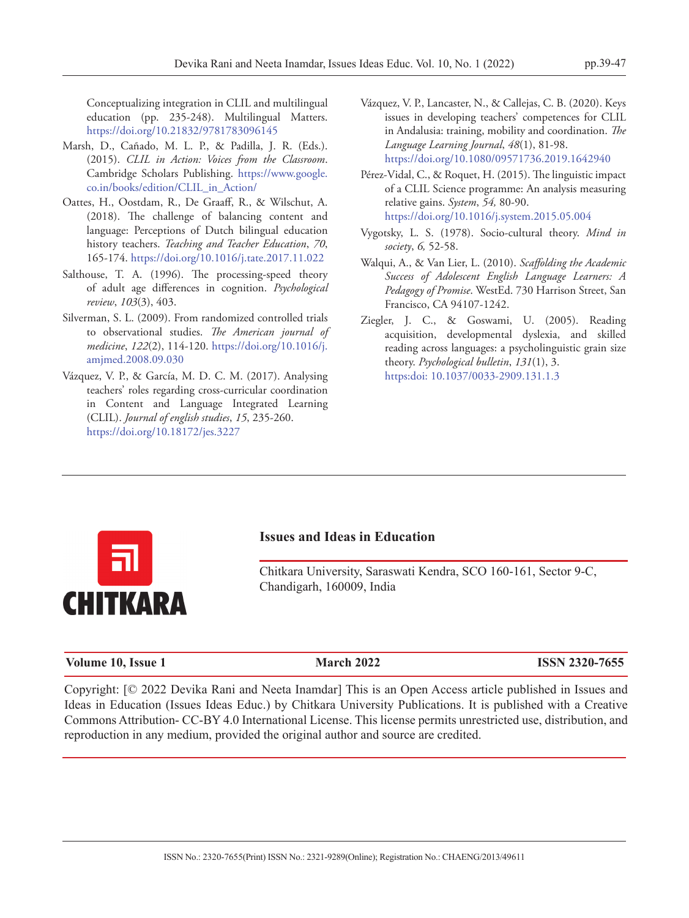Conceptualizing integration in CLIL and multilingual education (pp. 235-248). Multilingual Matters. https://doi.org/10.21832/9781783096145

Marsh, D., Cañado, M. L. P., & Padilla, J. R. (Eds.). (2015). *CLIL in Action: Voices from the Classroom*. Cambridge Scholars Publishing. https://www.google.co.in/books/edition/CLIL_in_Action/

Oattes, H., Oostdam, R., De Graaff, R., & Wilschut, A. (2018). The challenge of balancing content and language: Perceptions of Dutch bilingual education history teachers. *Teaching and Teacher Education*, *70*, 165-174. https://doi.org/10.1016/j.tate.2017.11.022

Salthouse, T. A. (1996). The processing-speed theory of adult age differences in cognition. *Psychological review*, *103*(3), 403.

Silverman, S. L. (2009). From randomized controlled trials to observational studies. *The American journal of medicine*, *122*(2), 114-120. https://doi.org/10.1016/j.amjmed.2008.09.030

Vázquez, V. P., & García, M. D. C. M. (2017). Analysing teachers' roles regarding cross-curricular coordination in Content and Language Integrated Learning (CLIL). *Journal of english studies*, *15*, 235-260. https://doi.org/10.18172/jes.3227

Vázquez, V. P., Lancaster, N., & Callejas, C. B. (2020). Keys issues in developing teachers' competences for CLIL in Andalusia: training, mobility and coordination. *The Language Learning Journal*, *48*(1), 81-98. https://doi.org/10.1080/09571736.2019.1642940

Pérez-Vidal, C., & Roquet, H. (2015). The linguistic impact of a CLIL Science programme: An analysis measuring relative gains. *System*, *54,* 80-90. https://doi.org/10.1016/j.system.2015.05.004

Vygotsky, L. S. (1978). Socio-cultural theory. *Mind in society*, *6,* 52-58.

Walqui, A., & Van Lier, L. (2010). *Scaffolding the Academic Success of Adolescent English Language Learners: A Pedagogy of Promise*. WestEd. 730 Harrison Street, San Francisco, CA 94107-1242.

Ziegler, J. C., & Goswami, U. (2005). Reading acquisition, developmental dyslexia, and skilled reading across languages: a psycholinguistic grain size theory. *Psychological bulletin*, *131*(1), 3. https:doi: 10.1037/0033-2909.131.1.3

CHITKARA

**Issues and Ideas in Education**

Chitkara University, Saraswati Kendra, SCO 160-161, Sector 9-C, Chandigarh, 160009, India

| **Volume 10, Issue 1** | **March 2022** | **ISSN 2320-7655** |
| --- | --- | --- |

Copyright: [© 2022 Devika Rani and Neeta Inamdar] This is an Open Access article published in Issues and Ideas in Education (Issues Ideas Educ.) by Chitkara University Publications. It is published with a Creative Commons Attribution- CC-BY 4.0 International License. This license permits unrestricted use, distribution, and reproduction in any medium, provided the original author and source are credited.